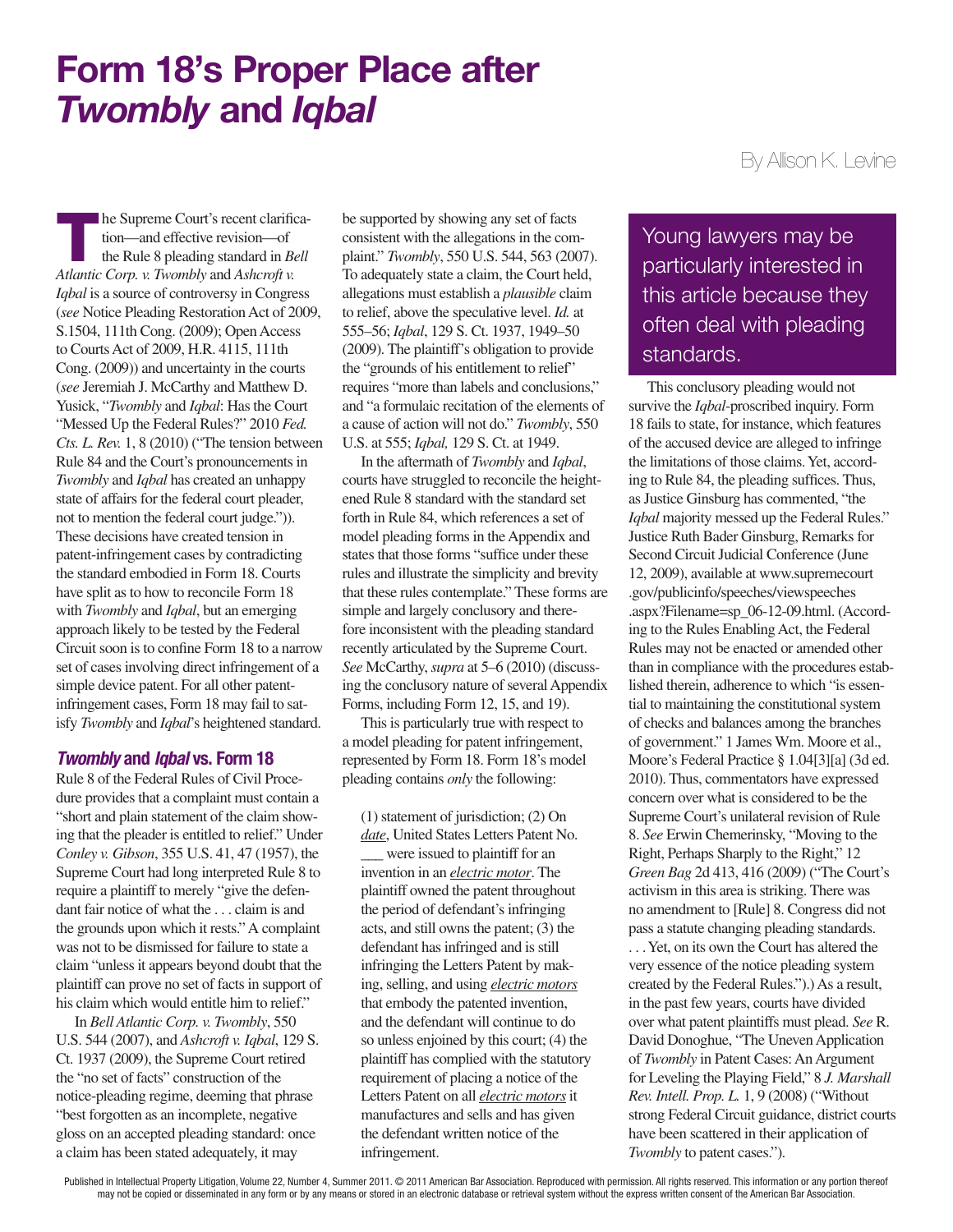# Form 18's Proper Place after *Twombly* and *Iqbal*

By Allison K. Levine

The Supreme Court's recent clarification—and effective revision—of the Rule 8 pleading standard in *Bell Atlantic Corp. v. Twombly* and *Ashcroft v. Iqbal* is a source of controversy in Congress (*see* Notice Pleading Restoration Act of 2009, S.1504, 111th Cong. (2009); Open Access to Courts Act of 2009, H.R. 4115, 111th Cong. (2009)) and uncertainty in the courts (*see* Jeremiah J. McCarthy and Matthew D. Yusick, "*Twombly* and *Iqbal*: Has the Court "Messed Up the Federal Rules?" 2010 *Fed. Cts. L. Rev.* 1, 8 (2010) ("The tension between Rule 84 and the Court's pronouncements in *Twombly* and *Iqbal* has created an unhappy state of affairs for the federal court pleader, not to mention the federal court judge.")). These decisions have created tension in patent-infringement cases by contradicting the standard embodied in Form 18. Courts have split as to how to reconcile Form 18 with *Twombly* and *Iqbal*, but an emerging approach likely to be tested by the Federal Circuit soon is to confine Form 18 to a narrow set of cases involving direct infringement of a simple device patent. For all other patent-infringement cases, Form 18 may fail to satisfy *Twombly* and *Iqbal*'s heightened standard.

## *Twombly* and *Iqbal* vs. Form 18

Rule 8 of the Federal Rules of Civil Procedure provides that a complaint must contain a "short and plain statement of the claim showing that the pleader is entitled to relief." Under *Conley v. Gibson*, 355 U.S. 41, 47 (1957), the Supreme Court had long interpreted Rule 8 to require a plaintiff to merely "give the defendant fair notice of what the . . . claim is and the grounds upon which it rests." A complaint was not to be dismissed for failure to state a claim "unless it appears beyond doubt that the plaintiff can prove no set of facts in support of his claim which would entitle him to relief."

In *Bell Atlantic Corp. v. Twombly*, 550 U.S. 544 (2007), and *Ashcroft v. Iqbal*, 129 S. Ct. 1937 (2009), the Supreme Court retired the "no set of facts" construction of the notice-pleading regime, deeming that phrase "best forgotten as an incomplete, negative gloss on an accepted pleading standard: once a claim has been stated adequately, it may be supported by showing any set of facts consistent with the allegations in the complaint." *Twombly*, 550 U.S. 544, 563 (2007). To adequately state a claim, the Court held, allegations must establish a *plausible* claim to relief, above the speculative level. *Id.* at 555–56; *Iqbal*, 129 S. Ct. 1937, 1949–50 (2009). The plaintiff's obligation to provide the "grounds of his entitlement to relief" requires "more than labels and conclusions," and "a formulaic recitation of the elements of a cause of action will not do." *Twombly*, 550 U.S. at 555; *Iqbal,* 129 S. Ct. at 1949.

In the aftermath of *Twombly* and *Iqbal*, courts have struggled to reconcile the heightened Rule 8 standard with the standard set forth in Rule 84, which references a set of model pleading forms in the Appendix and states that those forms "suffice under these rules and illustrate the simplicity and brevity that these rules contemplate." These forms are simple and largely conclusory and therefore inconsistent with the pleading standard recently articulated by the Supreme Court. *See* McCarthy, *supra* at 5–6 (2010) (discussing the conclusory nature of several Appendix Forms, including Form 12, 15, and 19).

This is particularly true with respect to a model pleading for patent infringement, represented by Form 18. Form 18's model pleading contains *only* the following:

> (1) statement of jurisdiction; (2) On *date*, United States Letters Patent No. ___ were issued to plaintiff for an invention in an *electric motor*. The plaintiff owned the patent throughout the period of defendant's infringing acts, and still owns the patent; (3) the defendant has infringed and is still infringing the Letters Patent by making, selling, and using *electric motors* that embody the patented invention, and the defendant will continue to do so unless enjoined by this court; (4) the plaintiff has complied with the statutory requirement of placing a notice of the Letters Patent on all *electric motors* it manufactures and sells and has given the defendant written notice of the infringement.

> Young lawyers may be particularly interested in this article because they often deal with pleading standards.

This conclusory pleading would not survive the *Iqbal*-proscribed inquiry. Form 18 fails to state, for instance, which features of the accused device are alleged to infringe the limitations of those claims. Yet, according to Rule 84, the pleading suffices. Thus, as Justice Ginsburg has commented, "the *Iqbal* majority messed up the Federal Rules." Justice Ruth Bader Ginsburg, Remarks for Second Circuit Judicial Conference (June 12, 2009), available at www.supremecourt.gov/publicinfo/speeches/viewspeeches.aspx?Filename=sp_06-12-09.html. (According to the Rules Enabling Act, the Federal Rules may not be enacted or amended other than in compliance with the procedures established therein, adherence to which "is essential to maintaining the constitutional system of checks and balances among the branches of government." 1 James Wm. Moore et al., Moore's Federal Practice § 1.04[3][a] (3d ed. 2010). Thus, commentators have expressed concern over what is considered to be the Supreme Court's unilateral revision of Rule 8. *See* Erwin Chemerinsky, "Moving to the Right, Perhaps Sharply to the Right," 12 *Green Bag* 2d 413, 416 (2009) ("The Court's activism in this area is striking. There was no amendment to [Rule] 8. Congress did not pass a statute changing pleading standards. . . . Yet, on its own the Court has altered the very essence of the notice pleading system created by the Federal Rules.").) As a result, in the past few years, courts have divided over what patent plaintiffs must plead. *See* R. David Donoghue, "The Uneven Application of *Twombly* in Patent Cases: An Argument for Leveling the Playing Field," 8 *J. Marshall Rev. Intell. Prop. L.* 1, 9 (2008) ("Without strong Federal Circuit guidance, district courts have been scattered in their application of *Twombly* to patent cases.").

Published in Intellectual Property Litigation, Volume 22, Number 4, Summer 2011. © 2011 American Bar Association. Reproduced with permission. All rights reserved. This information or any portion thereof may not be copied or disseminated in any form or by any means or stored in an electronic database or retrieval system without the express written consent of the American Bar Association.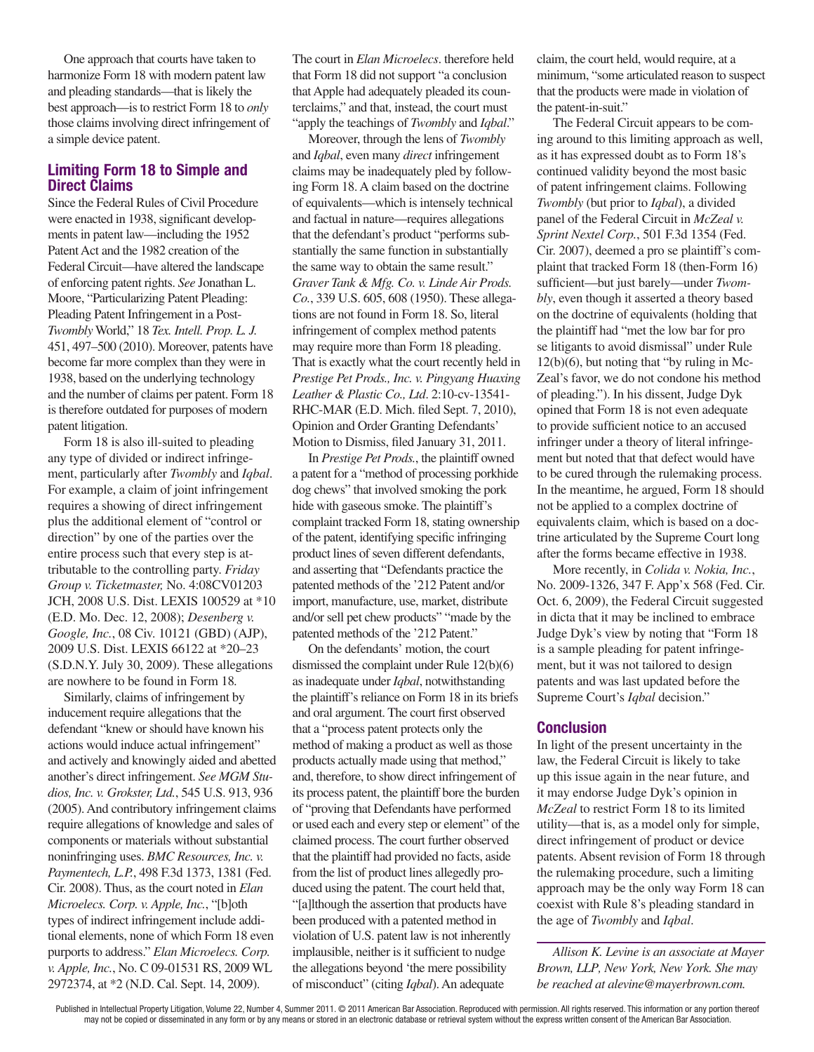One approach that courts have taken to harmonize Form 18 with modern patent law and pleading standards—that is likely the best approach—is to restrict Form 18 to *only* those claims involving direct infringement of a simple device patent.

## Limiting Form 18 to Simple and Direct Claims

Since the Federal Rules of Civil Procedure were enacted in 1938, significant developments in patent law—including the 1952 Patent Act and the 1982 creation of the Federal Circuit—have altered the landscape of enforcing patent rights. *See* Jonathan L. Moore, "Particularizing Patent Pleading: Pleading Patent Infringement in a Post-*Twombly* World," 18 *Tex. Intell. Prop. L. J.* 451, 497–500 (2010). Moreover, patents have become far more complex than they were in 1938, based on the underlying technology and the number of claims per patent. Form 18 is therefore outdated for purposes of modern patent litigation.

Form 18 is also ill-suited to pleading any type of divided or indirect infringement, particularly after *Twombly* and *Iqbal*. For example, a claim of joint infringement requires a showing of direct infringement plus the additional element of "control or direction" by one of the parties over the entire process such that every step is attributable to the controlling party. *Friday Group v. Ticketmaster,* No. 4:08CV01203 JCH, 2008 U.S. Dist. LEXIS 100529 at *10 (E.D. Mo. Dec. 12, 2008); *Desenberg v. Google, Inc.*, 08 Civ. 10121 (GBD) (AJP), 2009 U.S. Dist. LEXIS 66122 at *20–23 (S.D.N.Y. July 30, 2009). These allegations are nowhere to be found in Form 18.

Similarly, claims of infringement by inducement require allegations that the defendant "knew or should have known his actions would induce actual infringement" and actively and knowingly aided and abetted another's direct infringement. *See MGM Studios, Inc. v. Grokster, Ltd.*, 545 U.S. 913, 936 (2005). And contributory infringement claims require allegations of knowledge and sales of components or materials without substantial noninfringing uses. *BMC Resources, Inc. v. Paymentech, L.P.*, 498 F.3d 1373, 1381 (Fed. Cir. 2008). Thus, as the court noted in *Elan Microelecs. Corp. v. Apple, Inc.*, "[b]oth types of indirect infringement include additional elements, none of which Form 18 even purports to address." *Elan Microelecs. Corp. v. Apple, Inc.*, No. C 09-01531 RS, 2009 WL 2972374, at *2 (N.D. Cal. Sept. 14, 2009). The court in *Elan Microelecs*. therefore held that Form 18 did not support "a conclusion that Apple had adequately pleaded its counterclaims," and that, instead, the court must "apply the teachings of *Twombly* and *Iqbal*."

Moreover, through the lens of *Twombly* and *Iqbal*, even many *direct* infringement claims may be inadequately pled by following Form 18. A claim based on the doctrine of equivalents—which is intensely technical and factual in nature—requires allegations that the defendant's product "performs substantially the same function in substantially the same way to obtain the same result." *Graver Tank & Mfg. Co. v. Linde Air Prods. Co.*, 339 U.S. 605, 608 (1950). These allegations are not found in Form 18. So, literal infringement of complex method patents may require more than Form 18 pleading. That is exactly what the court recently held in *Prestige Pet Prods., Inc. v. Pingyang Huaxing Leather & Plastic Co., Ltd*. 2:10-cv-13541-RHC-MAR (E.D. Mich. filed Sept. 7, 2010), Opinion and Order Granting Defendants' Motion to Dismiss, filed January 31, 2011.

In *Prestige Pet Prods.*, the plaintiff owned a patent for a "method of processing porkhide dog chews" that involved smoking the pork hide with gaseous smoke. The plaintiff's complaint tracked Form 18, stating ownership of the patent, identifying specific infringing product lines of seven different defendants, and asserting that "Defendants practice the patented methods of the '212 Patent and/or import, manufacture, use, market, distribute and/or sell pet chew products" "made by the patented methods of the '212 Patent."

On the defendants' motion, the court dismissed the complaint under Rule 12(b)(6) as inadequate under *Iqbal*, notwithstanding the plaintiff's reliance on Form 18 in its briefs and oral argument. The court first observed that a "process patent protects only the method of making a product as well as those products actually made using that method," and, therefore, to show direct infringement of its process patent, the plaintiff bore the burden of "proving that Defendants have performed or used each and every step or element" of the claimed process. The court further observed that the plaintiff had provided no facts, aside from the list of product lines allegedly produced using the patent. The court held that, "[a]lthough the assertion that products have been produced with a patented method in violation of U.S. patent law is not inherently implausible, neither is it sufficient to nudge the allegations beyond 'the mere possibility of misconduct'" (citing *Iqbal*). An adequate claim, the court held, would require, at a minimum, "some articulated reason to suspect that the products were made in violation of the patent-in-suit."

The Federal Circuit appears to be coming around to this limiting approach as well, as it has expressed doubt as to Form 18's continued validity beyond the most basic of patent infringement claims. Following *Twombly* (but prior to *Iqbal*), a divided panel of the Federal Circuit in *McZeal v. Sprint Nextel Corp.*, 501 F.3d 1354 (Fed. Cir. 2007), deemed a pro se plaintiff's complaint that tracked Form 18 (then-Form 16) sufficient—but just barely—under *Twombly*, even though it asserted a theory based on the doctrine of equivalents (holding that the plaintiff had "met the low bar for pro se litigants to avoid dismissal" under Rule 12(b)(6), but noting that "by ruling in McZeal's favor, we do not condone his method of pleading."). In his dissent, Judge Dyk opined that Form 18 is not even adequate to provide sufficient notice to an accused infringer under a theory of literal infringement but noted that that defect would have to be cured through the rulemaking process. In the meantime, he argued, Form 18 should not be applied to a complex doctrine of equivalents claim, which is based on a doctrine articulated by the Supreme Court long after the forms became effective in 1938.

More recently, in *Colida v. Nokia, Inc.*, No. 2009-1326, 347 F. App'x 568 (Fed. Cir. Oct. 6, 2009), the Federal Circuit suggested in dicta that it may be inclined to embrace Judge Dyk's view by noting that "Form 18 is a sample pleading for patent infringement, but it was not tailored to design patents and was last updated before the Supreme Court's *Iqbal* decision."

## Conclusion

In light of the present uncertainty in the law, the Federal Circuit is likely to take up this issue again in the near future, and it may endorse Judge Dyk's opinion in *McZeal* to restrict Form 18 to its limited utility—that is, as a model only for simple, direct infringement of product or device patents. Absent revision of Form 18 through the rulemaking procedure, such a limiting approach may be the only way Form 18 can coexist with Rule 8's pleading standard in the age of *Twombly* and *Iqbal*.

*Allison K. Levine is an associate at Mayer Brown, LLP, New York, New York. She may be reached at alevine@mayerbrown.com.*

Published in Intellectual Property Litigation, Volume 22, Number 4, Summer 2011. © 2011 American Bar Association. Reproduced with permission. All rights reserved. This information or any portion thereof may not be copied or disseminated in any form or by any means or stored in an electronic database or retrieval system without the express written consent of the American Bar Association.